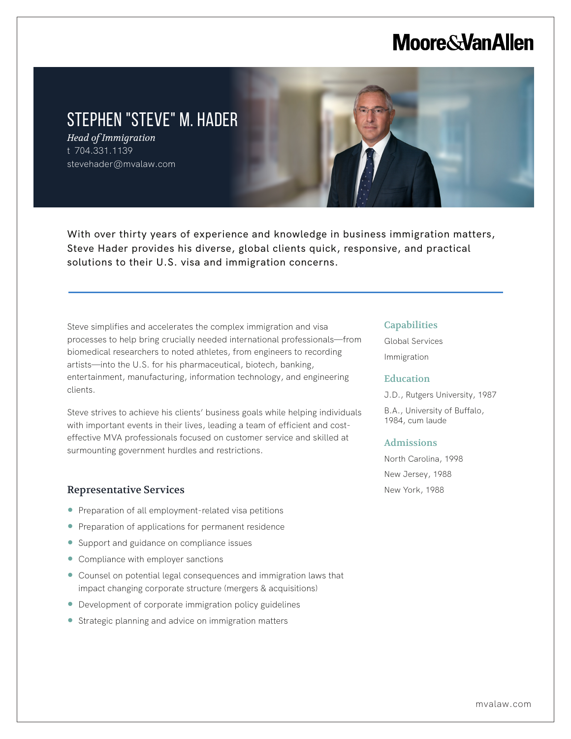Moore&VanAllen

# STEPHEN "STEVE" M. HADER

*Head of Immigration*

t 704.331.1139

stevehader@mvalaw.com

With over thirty years of experience and knowledge in business immigration matters, Steve Hader provides his diverse, global clients quick, responsive, and practical solutions to their U.S. visa and immigration concerns.

Steve simplifies and accelerates the complex immigration and visa processes to help bring crucially needed international professionals—from biomedical researchers to noted athletes, from engineers to recording artists—into the U.S. for his pharmaceutical, biotech, banking, entertainment, manufacturing, information technology, and engineering clients.

Steve strives to achieve his clients' business goals while helping individuals with important events in their lives, leading a team of efficient and cost-effective MVA professionals focused on customer service and skilled at surmounting government hurdles and restrictions.

## Representative Services

- Preparation of all employment-related visa petitions
- Preparation of applications for permanent residence
- Support and guidance on compliance issues
- Compliance with employer sanctions
- Counsel on potential legal consequences and immigration laws that impact changing corporate structure (mergers & acquisitions)
- Development of corporate immigration policy guidelines
- Strategic planning and advice on immigration matters

## Capabilities

Global Services

Immigration

## Education

J.D., Rutgers University, 1987

B.A., University of Buffalo, 1984, cum laude

## Admissions

North Carolina, 1998

New Jersey, 1988

New York, 1988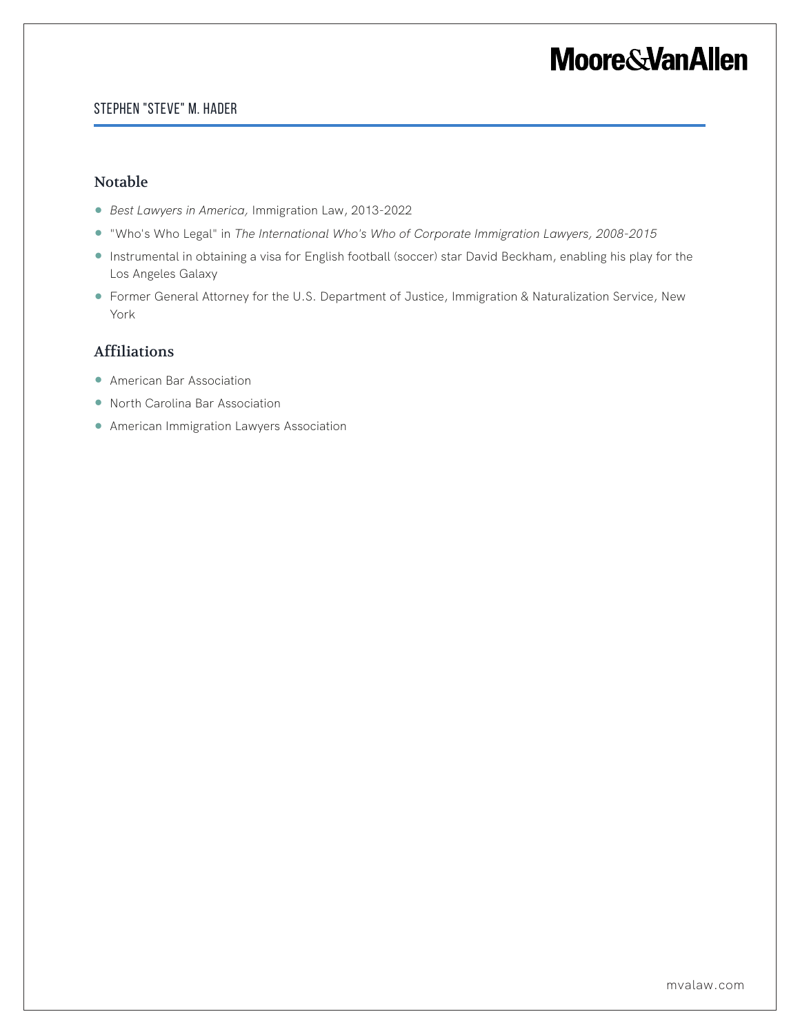## Notable

- *Best Lawyers in America,* Immigration Law, 2013-2022
- "Who's Who Legal" in *The International Who's Who of Corporate Immigration Lawyers, 2008-2015*
- Instrumental in obtaining a visa for English football (soccer) star David Beckham, enabling his play for the Los Angeles Galaxy
- Former General Attorney for the U.S. Department of Justice, Immigration & Naturalization Service, New York

## Affiliations

- American Bar Association
- North Carolina Bar Association
- American Immigration Lawyers Association